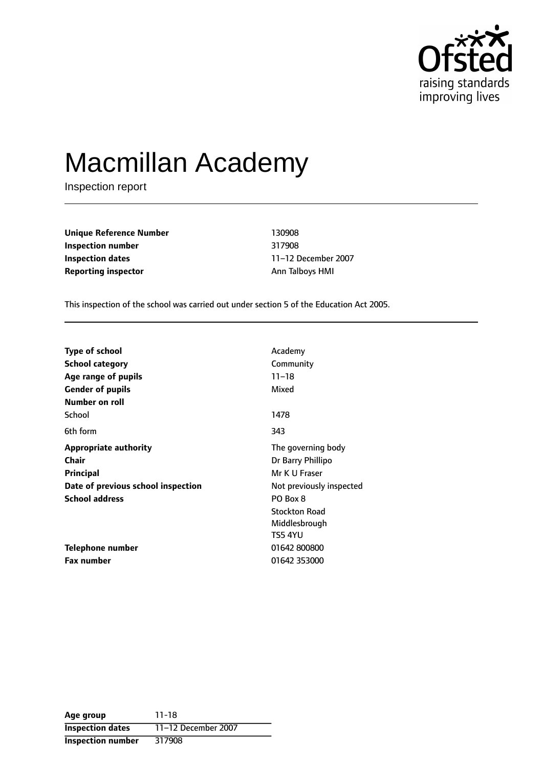Ofsted
raising standards
improving lives

# Macmillan Academy

Inspection report

| | |
|---|---|
| **Unique Reference Number** | 130908 |
| **Inspection number** | 317908 |
| **Inspection dates** | 11–12 December 2007 |
| **Reporting inspector** | Ann Talboys HMI |

This inspection of the school was carried out under section 5 of the Education Act 2005.

| | |
|---|---|
| **Type of school** | Academy |
| **School category** | Community |
| **Age range of pupils** | 11–18 |
| **Gender of pupils** | Mixed |
| **Number on roll** | |
| School | 1478 |
| 6th form | 343 |
| **Appropriate authority** | The governing body |
| **Chair** | Dr Barry Phillipo |
| **Principal** | Mr K U Fraser |
| **Date of previous school inspection** | Not previously inspected |
| **School address** | PO Box 8<br>Stockton Road<br>Middlesbrough<br>TS5 4YU |
| **Telephone number** | 01642 800800 |
| **Fax number** | 01642 353000 |

| | |
|---|---|
| **Age group** | 11-18 |
| **Inspection dates** | 11–12 December 2007 |
| **Inspection number** | 317908 |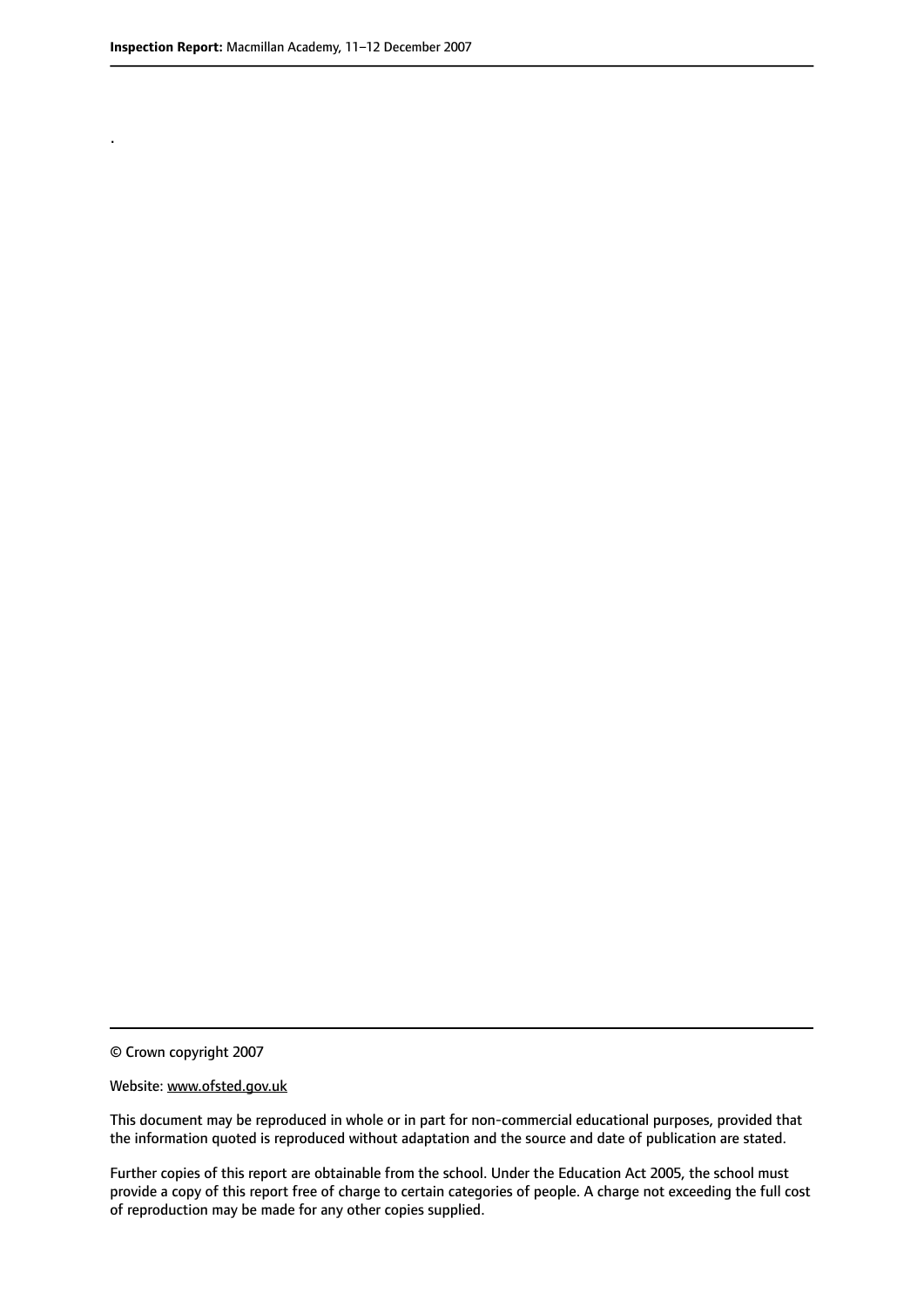.

© Crown copyright 2007

Website: www.ofsted.gov.uk

This document may be reproduced in whole or in part for non-commercial educational purposes, provided that the information quoted is reproduced without adaptation and the source and date of publication are stated.

Further copies of this report are obtainable from the school. Under the Education Act 2005, the school must provide a copy of this report free of charge to certain categories of people. A charge not exceeding the full cost of reproduction may be made for any other copies supplied.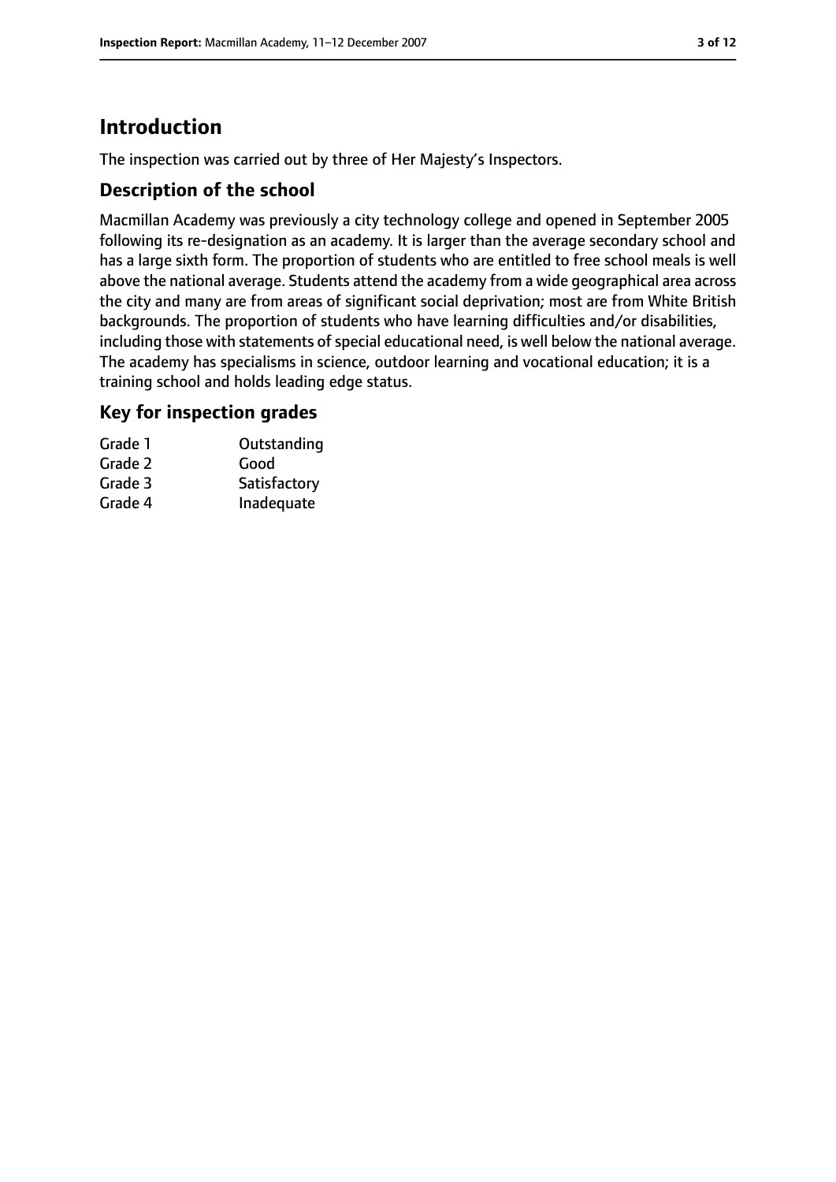# Introduction

The inspection was carried out by three of Her Majesty's Inspectors.

## Description of the school

Macmillan Academy was previously a city technology college and opened in September 2005 following its re-designation as an academy. It is larger than the average secondary school and has a large sixth form. The proportion of students who are entitled to free school meals is well above the national average. Students attend the academy from a wide geographical area across the city and many are from areas of significant social deprivation; most are from White British backgrounds. The proportion of students who have learning difficulties and/or disabilities, including those with statements of special educational need, is well below the national average. The academy has specialisms in science, outdoor learning and vocational education; it is a training school and holds leading edge status.

## Key for inspection grades

| | |
|---|---|
| Grade 1 | Outstanding |
| Grade 2 | Good |
| Grade 3 | Satisfactory |
| Grade 4 | Inadequate |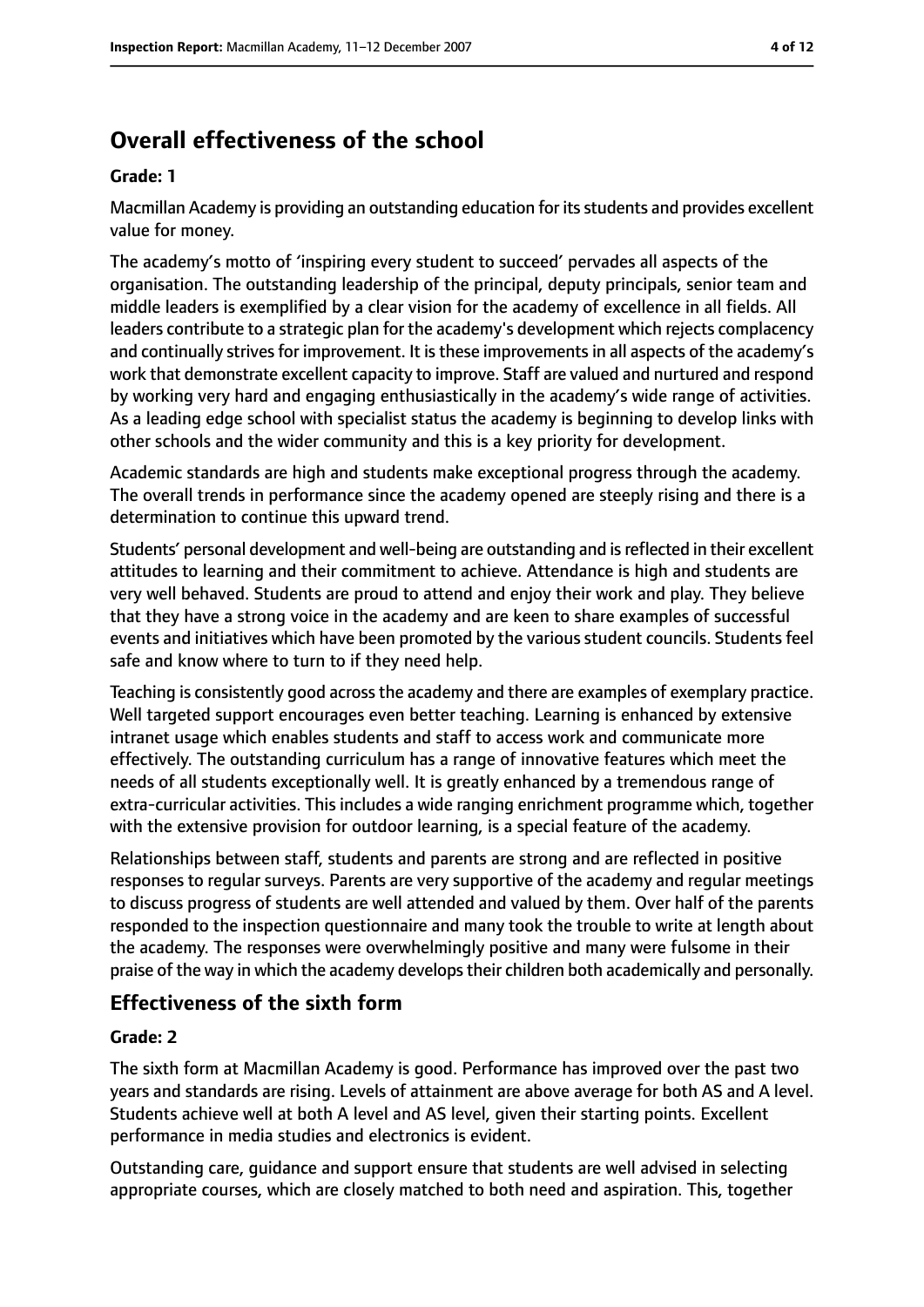## Overall effectiveness of the school

**Grade: 1**

Macmillan Academy is providing an outstanding education for its students and provides excellent value for money.

The academy's motto of 'inspiring every student to succeed' pervades all aspects of the organisation. The outstanding leadership of the principal, deputy principals, senior team and middle leaders is exemplified by a clear vision for the academy of excellence in all fields. All leaders contribute to a strategic plan for the academy's development which rejects complacency and continually strives for improvement. It is these improvements in all aspects of the academy's work that demonstrate excellent capacity to improve. Staff are valued and nurtured and respond by working very hard and engaging enthusiastically in the academy's wide range of activities. As a leading edge school with specialist status the academy is beginning to develop links with other schools and the wider community and this is a key priority for development.

Academic standards are high and students make exceptional progress through the academy. The overall trends in performance since the academy opened are steeply rising and there is a determination to continue this upward trend.

Students' personal development and well-being are outstanding and is reflected in their excellent attitudes to learning and their commitment to achieve. Attendance is high and students are very well behaved. Students are proud to attend and enjoy their work and play. They believe that they have a strong voice in the academy and are keen to share examples of successful events and initiatives which have been promoted by the various student councils. Students feel safe and know where to turn to if they need help.

Teaching is consistently good across the academy and there are examples of exemplary practice. Well targeted support encourages even better teaching. Learning is enhanced by extensive intranet usage which enables students and staff to access work and communicate more effectively. The outstanding curriculum has a range of innovative features which meet the needs of all students exceptionally well. It is greatly enhanced by a tremendous range of extra-curricular activities. This includes a wide ranging enrichment programme which, together with the extensive provision for outdoor learning, is a special feature of the academy.

Relationships between staff, students and parents are strong and are reflected in positive responses to regular surveys. Parents are very supportive of the academy and regular meetings to discuss progress of students are well attended and valued by them. Over half of the parents responded to the inspection questionnaire and many took the trouble to write at length about the academy. The responses were overwhelmingly positive and many were fulsome in their praise of the way in which the academy develops their children both academically and personally.

### Effectiveness of the sixth form

**Grade: 2**

The sixth form at Macmillan Academy is good. Performance has improved over the past two years and standards are rising. Levels of attainment are above average for both AS and A level. Students achieve well at both A level and AS level, given their starting points. Excellent performance in media studies and electronics is evident.

Outstanding care, guidance and support ensure that students are well advised in selecting appropriate courses, which are closely matched to both need and aspiration. This, together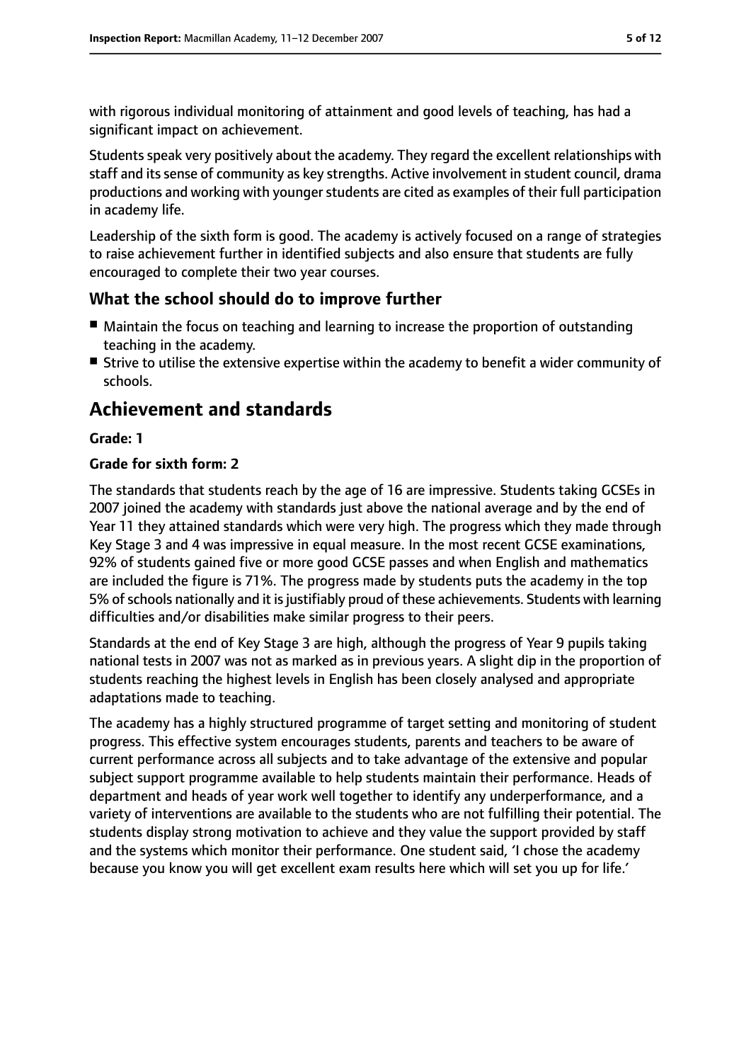with rigorous individual monitoring of attainment and good levels of teaching, has had a significant impact on achievement.

Students speak very positively about the academy. They regard the excellent relationships with staff and its sense of community as key strengths. Active involvement in student council, drama productions and working with younger students are cited as examples of their full participation in academy life.

Leadership of the sixth form is good. The academy is actively focused on a range of strategies to raise achievement further in identified subjects and also ensure that students are fully encouraged to complete their two year courses.

### What the school should do to improve further

- Maintain the focus on teaching and learning to increase the proportion of outstanding teaching in the academy.
- Strive to utilise the extensive expertise within the academy to benefit a wider community of schools.

## Achievement and standards

**Grade: 1**

**Grade for sixth form: 2**

The standards that students reach by the age of 16 are impressive. Students taking GCSEs in 2007 joined the academy with standards just above the national average and by the end of Year 11 they attained standards which were very high. The progress which they made through Key Stage 3 and 4 was impressive in equal measure. In the most recent GCSE examinations, 92% of students gained five or more good GCSE passes and when English and mathematics are included the figure is 71%. The progress made by students puts the academy in the top 5% of schools nationally and it is justifiably proud of these achievements. Students with learning difficulties and/or disabilities make similar progress to their peers.

Standards at the end of Key Stage 3 are high, although the progress of Year 9 pupils taking national tests in 2007 was not as marked as in previous years. A slight dip in the proportion of students reaching the highest levels in English has been closely analysed and appropriate adaptations made to teaching.

The academy has a highly structured programme of target setting and monitoring of student progress. This effective system encourages students, parents and teachers to be aware of current performance across all subjects and to take advantage of the extensive and popular subject support programme available to help students maintain their performance. Heads of department and heads of year work well together to identify any underperformance, and a variety of interventions are available to the students who are not fulfilling their potential. The students display strong motivation to achieve and they value the support provided by staff and the systems which monitor their performance. One student said, 'I chose the academy because you know you will get excellent exam results here which will set you up for life.'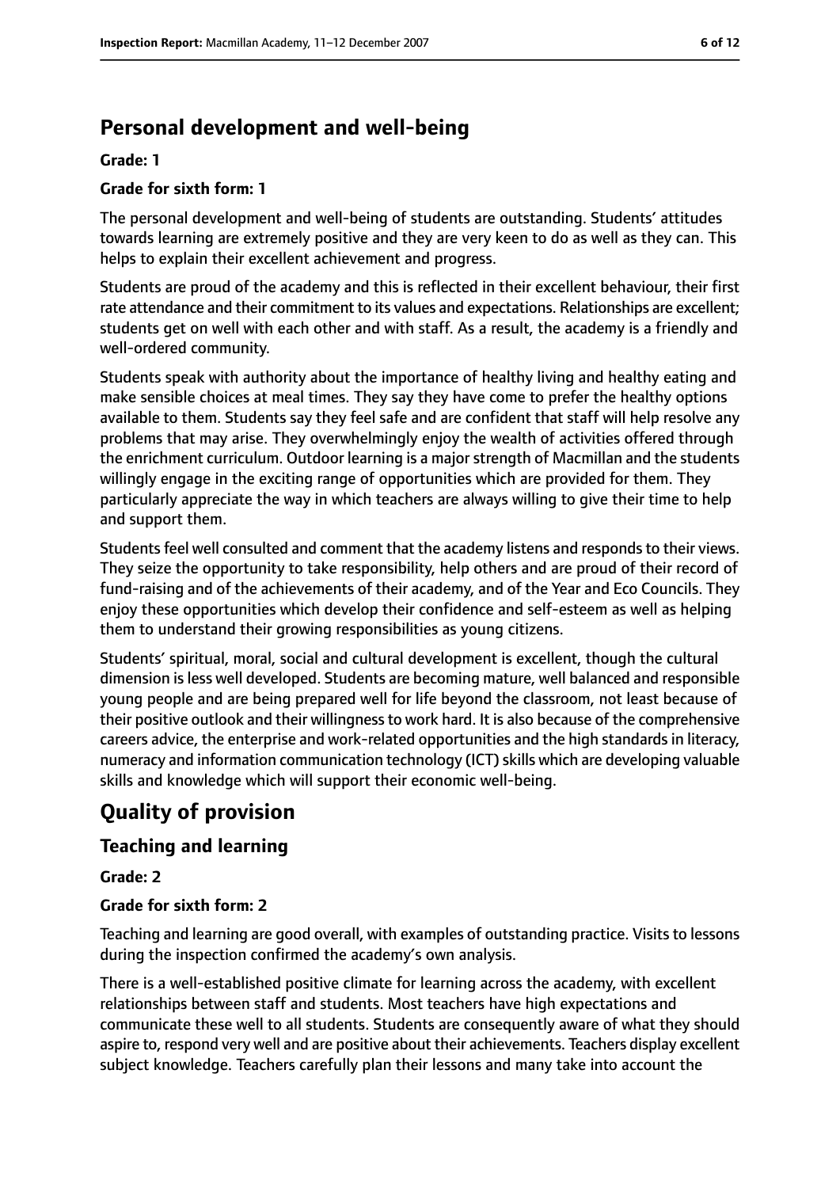## Personal development and well-being

**Grade: 1**

**Grade for sixth form: 1**

The personal development and well-being of students are outstanding. Students' attitudes towards learning are extremely positive and they are very keen to do as well as they can. This helps to explain their excellent achievement and progress.

Students are proud of the academy and this is reflected in their excellent behaviour, their first rate attendance and their commitment to its values and expectations. Relationships are excellent; students get on well with each other and with staff. As a result, the academy is a friendly and well-ordered community.

Students speak with authority about the importance of healthy living and healthy eating and make sensible choices at meal times. They say they have come to prefer the healthy options available to them. Students say they feel safe and are confident that staff will help resolve any problems that may arise. They overwhelmingly enjoy the wealth of activities offered through the enrichment curriculum. Outdoor learning is a major strength of Macmillan and the students willingly engage in the exciting range of opportunities which are provided for them. They particularly appreciate the way in which teachers are always willing to give their time to help and support them.

Students feel well consulted and comment that the academy listens and responds to their views. They seize the opportunity to take responsibility, help others and are proud of their record of fund-raising and of the achievements of their academy, and of the Year and Eco Councils. They enjoy these opportunities which develop their confidence and self-esteem as well as helping them to understand their growing responsibilities as young citizens.

Students' spiritual, moral, social and cultural development is excellent, though the cultural dimension is less well developed. Students are becoming mature, well balanced and responsible young people and are being prepared well for life beyond the classroom, not least because of their positive outlook and their willingness to work hard. It is also because of the comprehensive careers advice, the enterprise and work-related opportunities and the high standards in literacy, numeracy and information communication technology (ICT) skills which are developing valuable skills and knowledge which will support their economic well-being.

# Quality of provision

## Teaching and learning

**Grade: 2**

**Grade for sixth form: 2**

Teaching and learning are good overall, with examples of outstanding practice. Visits to lessons during the inspection confirmed the academy's own analysis.

There is a well-established positive climate for learning across the academy, with excellent relationships between staff and students. Most teachers have high expectations and communicate these well to all students. Students are consequently aware of what they should aspire to, respond very well and are positive about their achievements. Teachers display excellent subject knowledge. Teachers carefully plan their lessons and many take into account the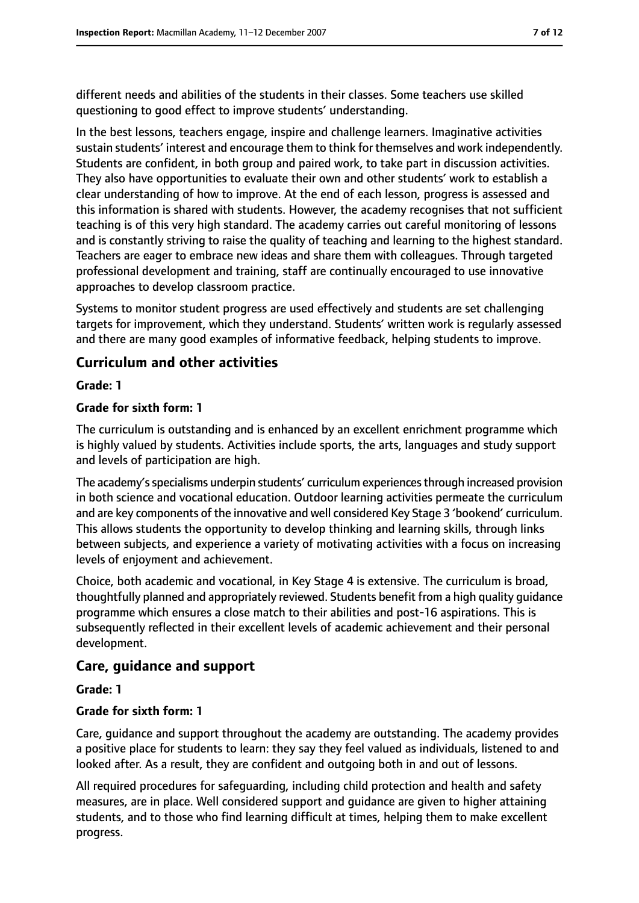different needs and abilities of the students in their classes. Some teachers use skilled questioning to good effect to improve students' understanding.

In the best lessons, teachers engage, inspire and challenge learners. Imaginative activities sustain students' interest and encourage them to think for themselves and work independently. Students are confident, in both group and paired work, to take part in discussion activities. They also have opportunities to evaluate their own and other students' work to establish a clear understanding of how to improve. At the end of each lesson, progress is assessed and this information is shared with students. However, the academy recognises that not sufficient teaching is of this very high standard. The academy carries out careful monitoring of lessons and is constantly striving to raise the quality of teaching and learning to the highest standard. Teachers are eager to embrace new ideas and share them with colleagues. Through targeted professional development and training, staff are continually encouraged to use innovative approaches to develop classroom practice.

Systems to monitor student progress are used effectively and students are set challenging targets for improvement, which they understand. Students' written work is regularly assessed and there are many good examples of informative feedback, helping students to improve.

## Curriculum and other activities

**Grade: 1**

**Grade for sixth form: 1**

The curriculum is outstanding and is enhanced by an excellent enrichment programme which is highly valued by students. Activities include sports, the arts, languages and study support and levels of participation are high.

The academy's specialisms underpin students' curriculum experiences through increased provision in both science and vocational education. Outdoor learning activities permeate the curriculum and are key components of the innovative and well considered Key Stage 3 'bookend' curriculum. This allows students the opportunity to develop thinking and learning skills, through links between subjects, and experience a variety of motivating activities with a focus on increasing levels of enjoyment and achievement.

Choice, both academic and vocational, in Key Stage 4 is extensive. The curriculum is broad, thoughtfully planned and appropriately reviewed. Students benefit from a high quality guidance programme which ensures a close match to their abilities and post-16 aspirations. This is subsequently reflected in their excellent levels of academic achievement and their personal development.

## Care, guidance and support

**Grade: 1**

**Grade for sixth form: 1**

Care, guidance and support throughout the academy are outstanding. The academy provides a positive place for students to learn: they say they feel valued as individuals, listened to and looked after. As a result, they are confident and outgoing both in and out of lessons.

All required procedures for safeguarding, including child protection and health and safety measures, are in place. Well considered support and guidance are given to higher attaining students, and to those who find learning difficult at times, helping them to make excellent progress.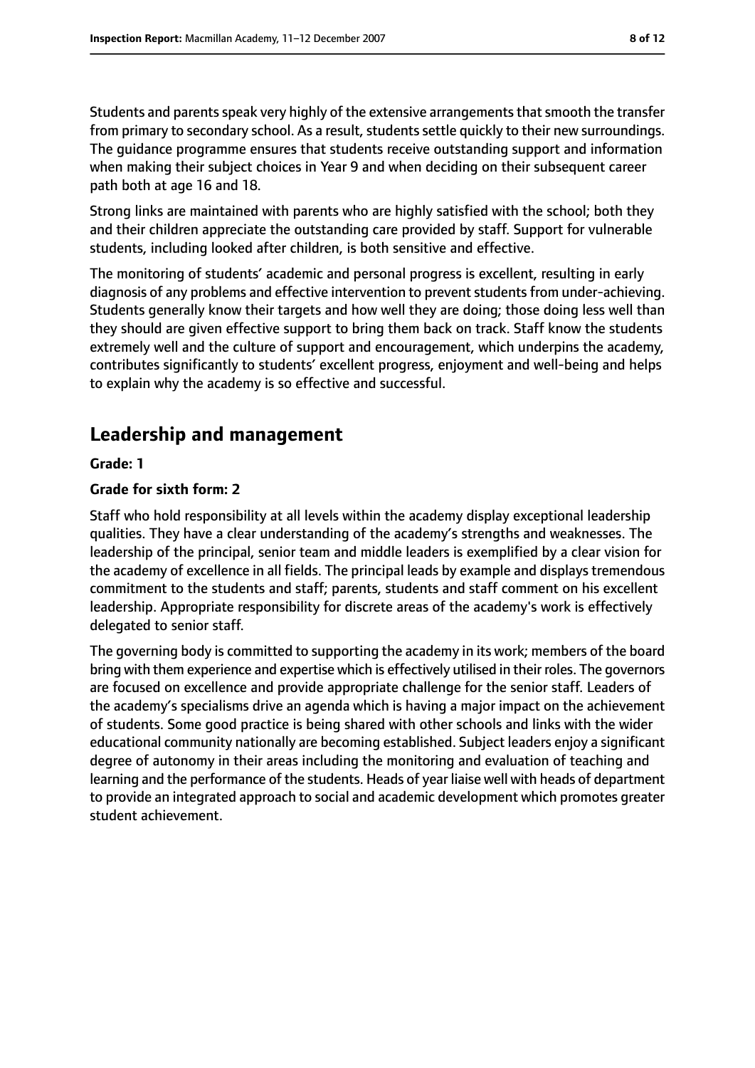Students and parents speak very highly of the extensive arrangements that smooth the transfer from primary to secondary school. As a result, students settle quickly to their new surroundings. The guidance programme ensures that students receive outstanding support and information when making their subject choices in Year 9 and when deciding on their subsequent career path both at age 16 and 18.

Strong links are maintained with parents who are highly satisfied with the school; both they and their children appreciate the outstanding care provided by staff. Support for vulnerable students, including looked after children, is both sensitive and effective.

The monitoring of students' academic and personal progress is excellent, resulting in early diagnosis of any problems and effective intervention to prevent students from under-achieving. Students generally know their targets and how well they are doing; those doing less well than they should are given effective support to bring them back on track. Staff know the students extremely well and the culture of support and encouragement, which underpins the academy, contributes significantly to students' excellent progress, enjoyment and well-being and helps to explain why the academy is so effective and successful.

## Leadership and management

**Grade: 1**

**Grade for sixth form: 2**

Staff who hold responsibility at all levels within the academy display exceptional leadership qualities. They have a clear understanding of the academy's strengths and weaknesses. The leadership of the principal, senior team and middle leaders is exemplified by a clear vision for the academy of excellence in all fields. The principal leads by example and displays tremendous commitment to the students and staff; parents, students and staff comment on his excellent leadership. Appropriate responsibility for discrete areas of the academy's work is effectively delegated to senior staff.

The governing body is committed to supporting the academy in its work; members of the board bring with them experience and expertise which is effectively utilised in their roles. The governors are focused on excellence and provide appropriate challenge for the senior staff. Leaders of the academy's specialisms drive an agenda which is having a major impact on the achievement of students. Some good practice is being shared with other schools and links with the wider educational community nationally are becoming established. Subject leaders enjoy a significant degree of autonomy in their areas including the monitoring and evaluation of teaching and learning and the performance of the students. Heads of year liaise well with heads of department to provide an integrated approach to social and academic development which promotes greater student achievement.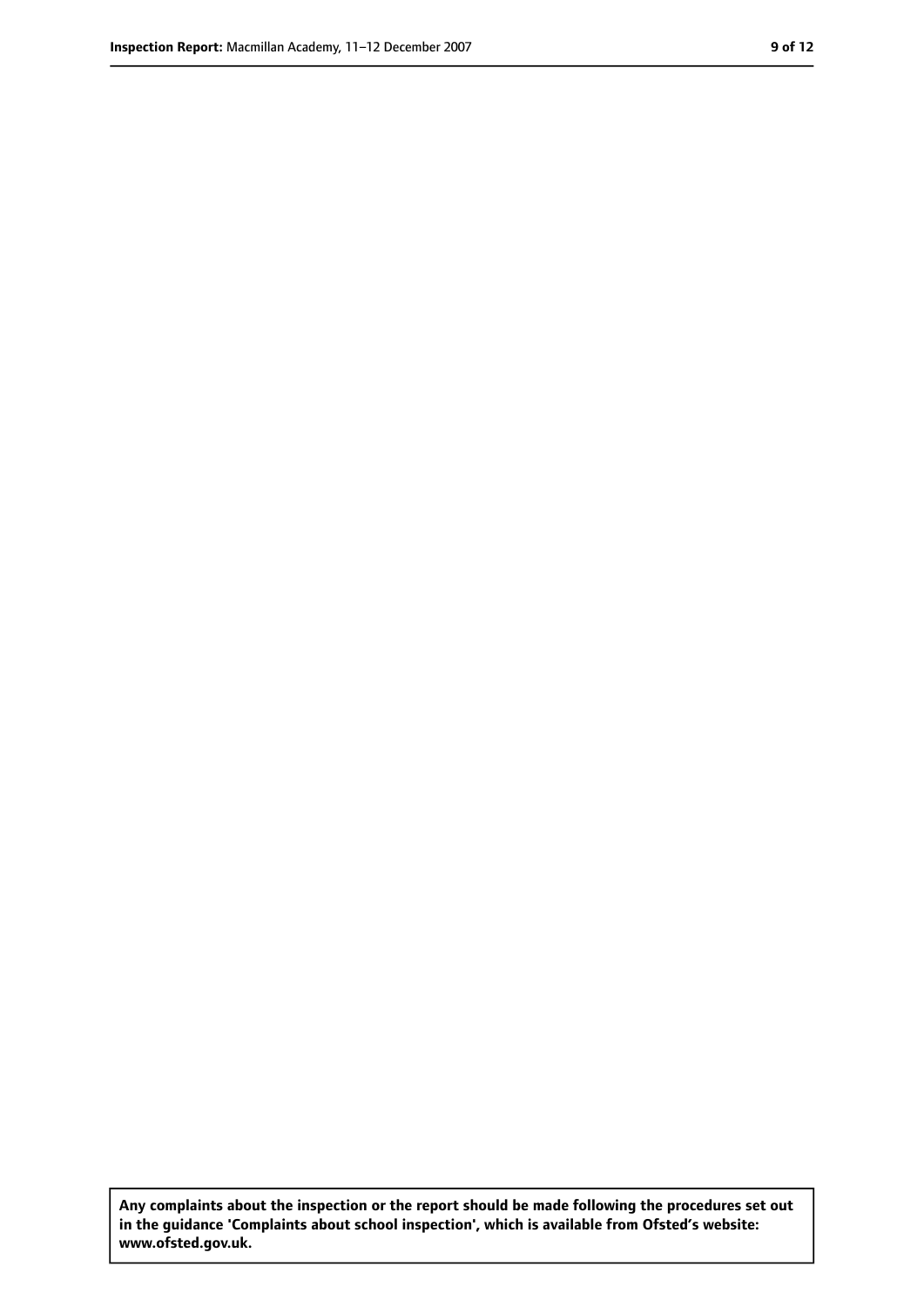**Any complaints about the inspection or the report should be made following the procedures set out in the guidance 'Complaints about school inspection', which is available from Ofsted's website: www.ofsted.gov.uk.**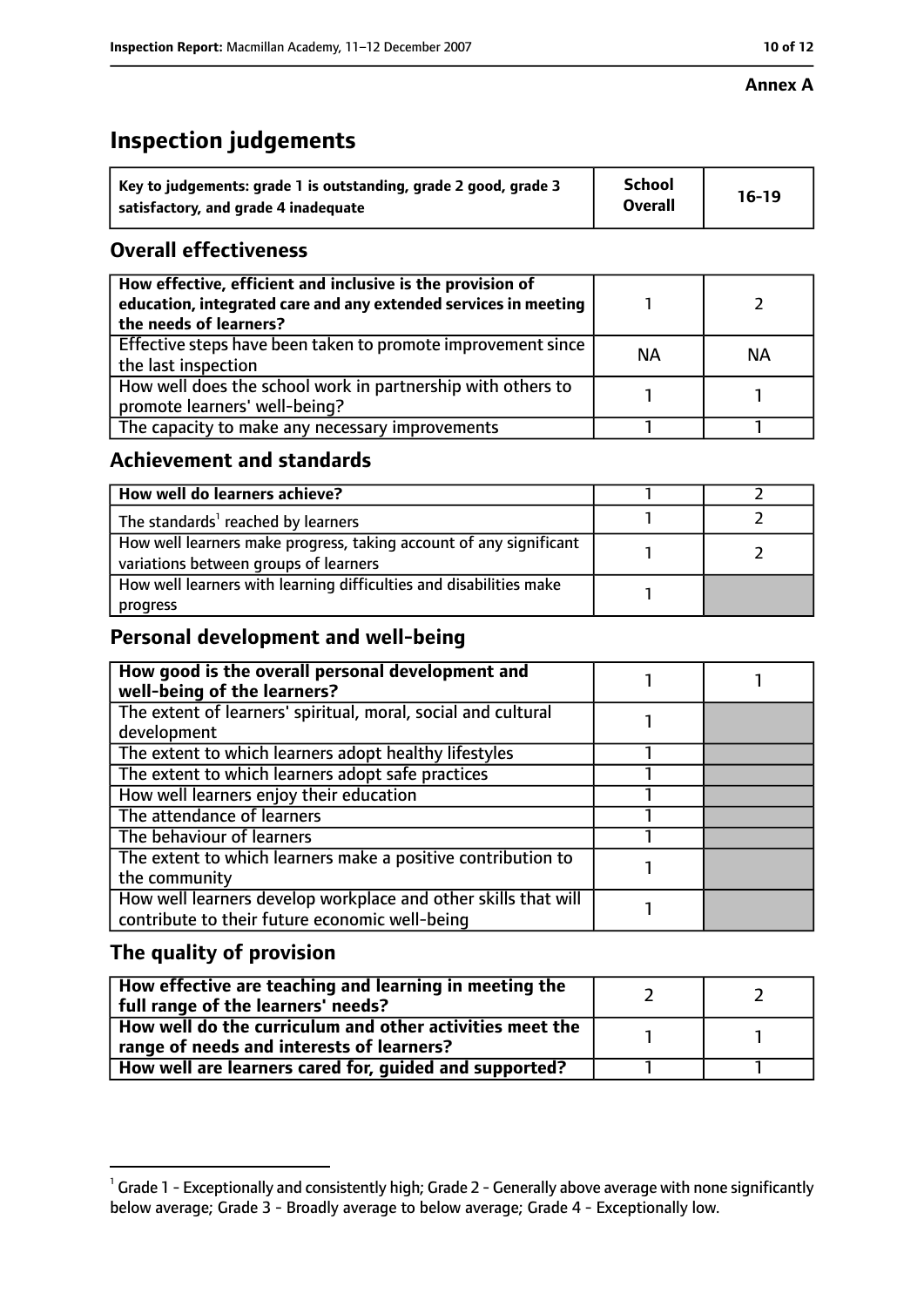**Annex A**

# Inspection judgements

| Key to judgements: grade 1 is outstanding, grade 2 good, grade 3 satisfactory, and grade 4 inadequate | School Overall | 16-19 |
|---|---|---|

## Overall effectiveness

| | | |
|---|---|---|
| How effective, efficient and inclusive is the provision of education, integrated care and any extended services in meeting the needs of learners? | 1 | 2 |
| Effective steps have been taken to promote improvement since the last inspection | NA | NA |
| How well does the school work in partnership with others to promote learners' well-being? | 1 | 1 |
| The capacity to make any necessary improvements | 1 | 1 |

## Achievement and standards

| | | |
|---|---|---|
| How well do learners achieve? | 1 | 2 |
| The standards[1] reached by learners | 1 | 2 |
| How well learners make progress, taking account of any significant variations between groups of learners | 1 | 2 |
| How well learners with learning difficulties and disabilities make progress | 1 | |

## Personal development and well-being

| | | |
|---|---|---|
| How good is the overall personal development and well-being of the learners? | 1 | 1 |
| The extent of learners' spiritual, moral, social and cultural development | 1 | |
| The extent to which learners adopt healthy lifestyles | 1 | |
| The extent to which learners adopt safe practices | 1 | |
| How well learners enjoy their education | 1 | |
| The attendance of learners | 1 | |
| The behaviour of learners | 1 | |
| The extent to which learners make a positive contribution to the community | 1 | |
| How well learners develop workplace and other skills that will contribute to their future economic well-being | 1 | |

## The quality of provision

| | | |
|---|---|---|
| How effective are teaching and learning in meeting the full range of the learners' needs? | 2 | 2 |
| How well do the curriculum and other activities meet the range of needs and interests of learners? | 1 | 1 |
| How well are learners cared for, guided and supported? | 1 | 1 |

[1] Grade 1 - Exceptionally and consistently high; Grade 2 - Generally above average with none significantly below average; Grade 3 - Broadly average to below average; Grade 4 - Exceptionally low.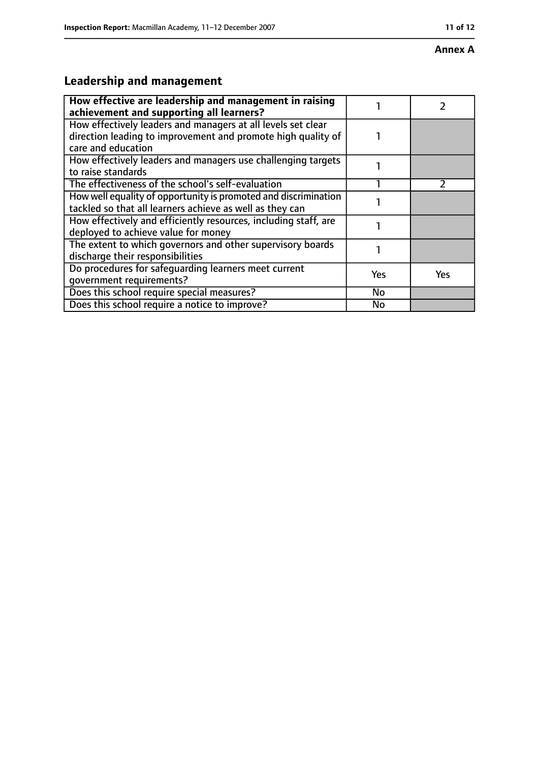**Annex A**

## Leadership and management

| How effective are leadership and management in raising achievement and supporting all learners? | 1 | 2 |
|---|---|---|
| How effectively leaders and managers at all levels set clear direction leading to improvement and promote high quality of care and education | 1 | |
| How effectively leaders and managers use challenging targets to raise standards | 1 | |
| The effectiveness of the school's self-evaluation | 1 | 2 |
| How well equality of opportunity is promoted and discrimination tackled so that all learners achieve as well as they can | 1 | |
| How effectively and efficiently resources, including staff, are deployed to achieve value for money | 1 | |
| The extent to which governors and other supervisory boards discharge their responsibilities | 1 | |
| Do procedures for safeguarding learners meet current government requirements? | Yes | Yes |
| Does this school require special measures? | No | |
| Does this school require a notice to improve? | No | |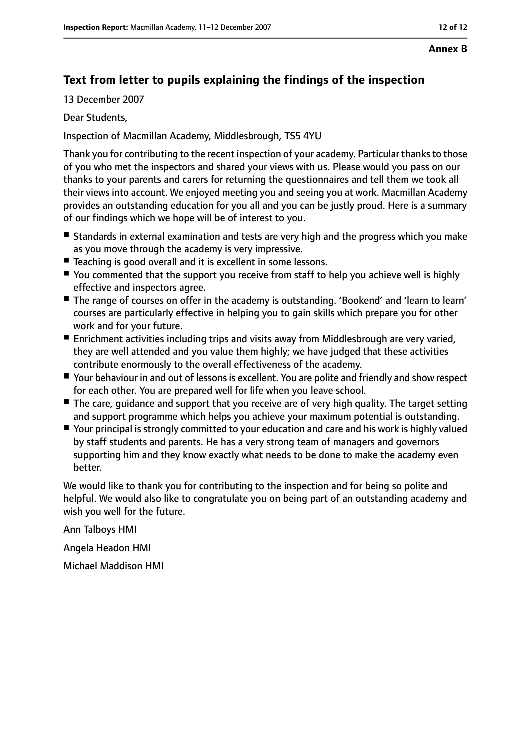**Annex B**

## Text from letter to pupils explaining the findings of the inspection

13 December 2007

Dear Students,

Inspection of Macmillan Academy, Middlesbrough, TS5 4YU

Thank you for contributing to the recent inspection of your academy. Particular thanks to those of you who met the inspectors and shared your views with us. Please would you pass on our thanks to your parents and carers for returning the questionnaires and tell them we took all their views into account. We enjoyed meeting you and seeing you at work. Macmillan Academy provides an outstanding education for you all and you can be justly proud. Here is a summary of our findings which we hope will be of interest to you.

- Standards in external examination and tests are very high and the progress which you make as you move through the academy is very impressive.
- Teaching is good overall and it is excellent in some lessons.
- You commented that the support you receive from staff to help you achieve well is highly effective and inspectors agree.
- The range of courses on offer in the academy is outstanding. 'Bookend' and 'learn to learn' courses are particularly effective in helping you to gain skills which prepare you for other work and for your future.
- Enrichment activities including trips and visits away from Middlesbrough are very varied, they are well attended and you value them highly; we have judged that these activities contribute enormously to the overall effectiveness of the academy.
- Your behaviour in and out of lessons is excellent. You are polite and friendly and show respect for each other. You are prepared well for life when you leave school.
- The care, guidance and support that you receive are of very high quality. The target setting and support programme which helps you achieve your maximum potential is outstanding.
- Your principal is strongly committed to your education and care and his work is highly valued by staff students and parents. He has a very strong team of managers and governors supporting him and they know exactly what needs to be done to make the academy even better.

We would like to thank you for contributing to the inspection and for being so polite and helpful. We would also like to congratulate you on being part of an outstanding academy and wish you well for the future.

Ann Talboys HMI

Angela Headon HMI

Michael Maddison HMI